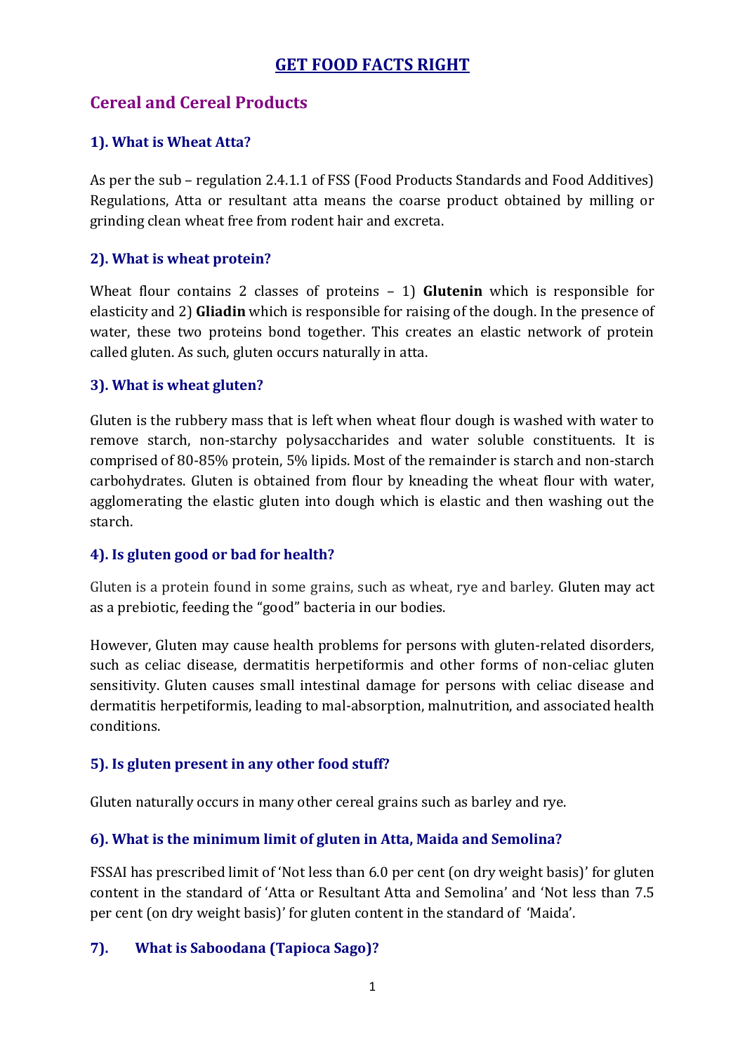# GET FOOD FACTS RIGHT

## Cereal and Cereal Products

### 1). What is Wheat Atta?

As per the sub – regulation 2.4.1.1 of FSS (Food Products Standards and Food Additives) Regulations, Atta or resultant atta means the coarse product obtained by milling or grinding clean wheat free from rodent hair and excreta.

### 2). What is wheat protein?

Wheat flour contains 2 classes of proteins – 1) **Glutenin** which is responsible for elasticity and 2) **Gliadin** which is responsible for raising of the dough. In the presence of water, these two proteins bond together. This creates an elastic network of protein called gluten. As such, gluten occurs naturally in atta.

### 3). What is wheat gluten?

Gluten is the rubbery mass that is left when wheat flour dough is washed with water to remove starch, non-starchy polysaccharides and water soluble constituents. It is comprised of 80-85% protein, 5% lipids. Most of the remainder is starch and non-starch carbohydrates. Gluten is obtained from flour by kneading the wheat flour with water, agglomerating the elastic gluten into dough which is elastic and then washing out the starch.

### 4). Is gluten good or bad for health?

Gluten is a protein found in some grains, such as wheat, rye and barley. Gluten may act as a prebiotic, feeding the "good" bacteria in our bodies.

However, Gluten may cause health problems for persons with gluten-related disorders, such as celiac disease, dermatitis herpetiformis and other forms of non-celiac gluten sensitivity. Gluten causes small intestinal damage for persons with celiac disease and dermatitis herpetiformis, leading to mal-absorption, malnutrition, and associated health conditions.

### 5). Is gluten present in any other food stuff?

Gluten naturally occurs in many other cereal grains such as barley and rye.

### 6). What is the minimum limit of gluten in Atta, Maida and Semolina?

FSSAI has prescribed limit of 'Not less than 6.0 per cent (on dry weight basis)' for gluten content in the standard of 'Atta or Resultant Atta and Semolina' and 'Not less than 7.5 per cent (on dry weight basis)' for gluten content in the standard of 'Maida'.

### 7). What is Saboodana (Tapioca Sago)?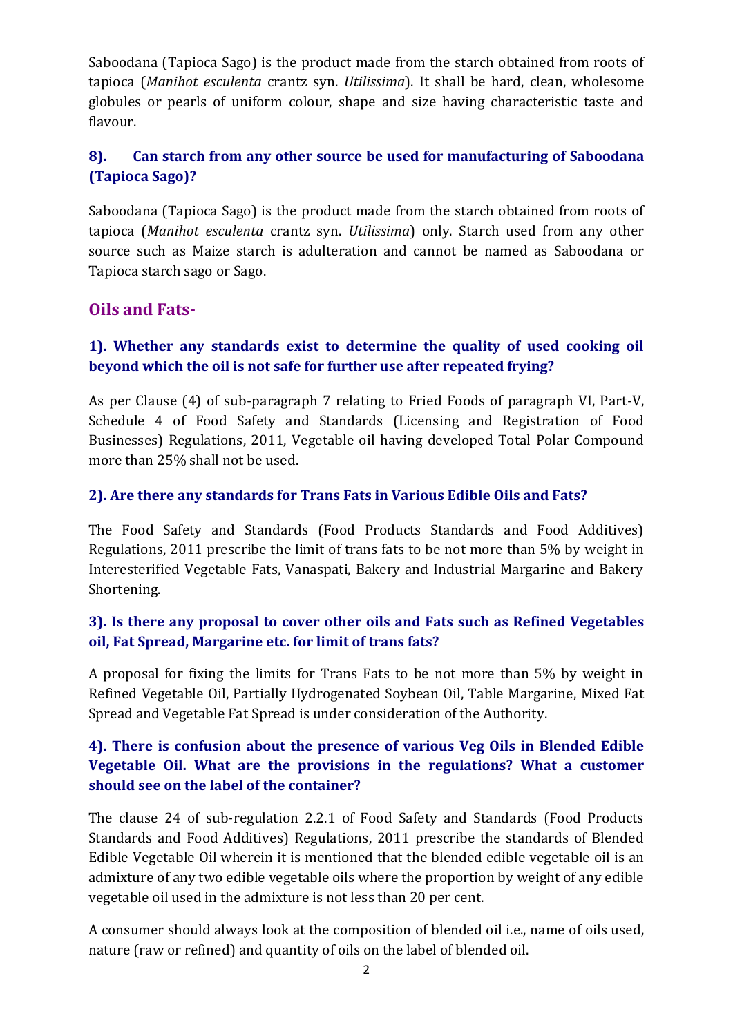Saboodana (Tapioca Sago) is the product made from the starch obtained from roots of tapioca (*Manihot esculenta* crantz syn. *Utilissima*). It shall be hard, clean, wholesome globules or pearls of uniform colour, shape and size having characteristic taste and flavour.

### 8). Can starch from any other source be used for manufacturing of Saboodana (Tapioca Sago)?

Saboodana (Tapioca Sago) is the product made from the starch obtained from roots of tapioca (*Manihot esculenta* crantz syn. *Utilissima*) only. Starch used from any other source such as Maize starch is adulteration and cannot be named as Saboodana or Tapioca starch sago or Sago.

## Oils and Fats-

### 1). Whether any standards exist to determine the quality of used cooking oil beyond which the oil is not safe for further use after repeated frying?

As per Clause (4) of sub-paragraph 7 relating to Fried Foods of paragraph VI, Part-V, Schedule 4 of Food Safety and Standards (Licensing and Registration of Food Businesses) Regulations, 2011, Vegetable oil having developed Total Polar Compound more than 25% shall not be used.

### 2). Are there any standards for Trans Fats in Various Edible Oils and Fats?

The Food Safety and Standards (Food Products Standards and Food Additives) Regulations, 2011 prescribe the limit of trans fats to be not more than 5% by weight in Interesterified Vegetable Fats, Vanaspati, Bakery and Industrial Margarine and Bakery Shortening.

### 3). Is there any proposal to cover other oils and Fats such as Refined Vegetables oil, Fat Spread, Margarine etc. for limit of trans fats?

A proposal for fixing the limits for Trans Fats to be not more than 5% by weight in Refined Vegetable Oil, Partially Hydrogenated Soybean Oil, Table Margarine, Mixed Fat Spread and Vegetable Fat Spread is under consideration of the Authority.

### 4). There is confusion about the presence of various Veg Oils in Blended Edible Vegetable Oil. What are the provisions in the regulations? What a customer should see on the label of the container?

The clause 24 of sub-regulation 2.2.1 of Food Safety and Standards (Food Products Standards and Food Additives) Regulations, 2011 prescribe the standards of Blended Edible Vegetable Oil wherein it is mentioned that the blended edible vegetable oil is an admixture of any two edible vegetable oils where the proportion by weight of any edible vegetable oil used in the admixture is not less than 20 per cent.

A consumer should always look at the composition of blended oil i.e., name of oils used, nature (raw or refined) and quantity of oils on the label of blended oil.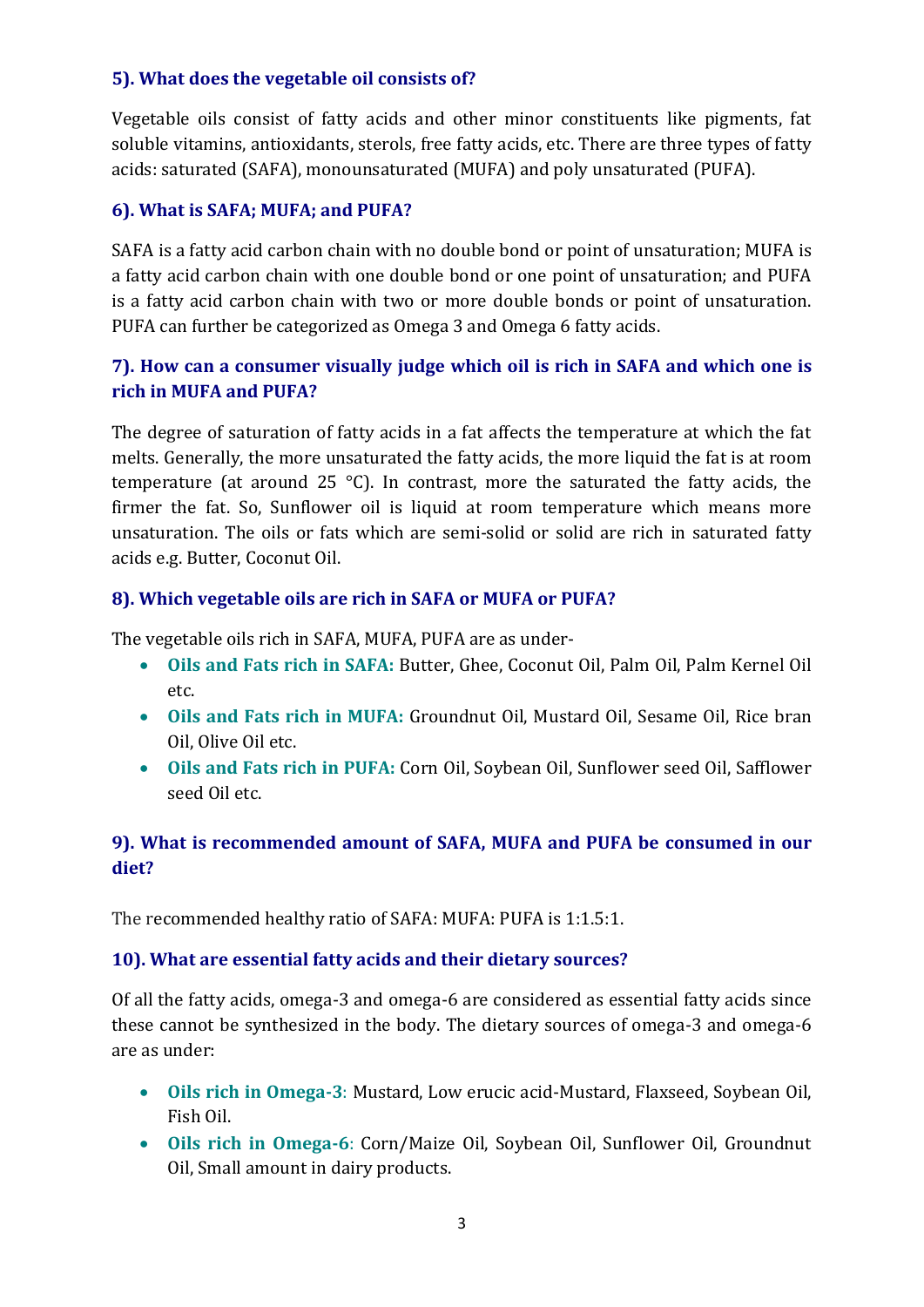### 5). What does the vegetable oil consists of?

Vegetable oils consist of fatty acids and other minor constituents like pigments, fat soluble vitamins, antioxidants, sterols, free fatty acids, etc. There are three types of fatty acids: saturated (SAFA), monounsaturated (MUFA) and poly unsaturated (PUFA).

### 6). What is SAFA; MUFA; and PUFA?

SAFA is a fatty acid carbon chain with no double bond or point of unsaturation; MUFA is a fatty acid carbon chain with one double bond or one point of unsaturation; and PUFA is a fatty acid carbon chain with two or more double bonds or point of unsaturation. PUFA can further be categorized as Omega 3 and Omega 6 fatty acids.

### 7). How can a consumer visually judge which oil is rich in SAFA and which one is rich in MUFA and PUFA?

The degree of saturation of fatty acids in a fat affects the temperature at which the fat melts. Generally, the more unsaturated the fatty acids, the more liquid the fat is at room temperature (at around 25 °C). In contrast, more the saturated the fatty acids, the firmer the fat. So, Sunflower oil is liquid at room temperature which means more unsaturation. The oils or fats which are semi-solid or solid are rich in saturated fatty acids e.g. Butter, Coconut Oil.

### 8). Which vegetable oils are rich in SAFA or MUFA or PUFA?

The vegetable oils rich in SAFA, MUFA, PUFA are as under-

- **Oils and Fats rich in SAFA:** Butter, Ghee, Coconut Oil, Palm Oil, Palm Kernel Oil etc.
- **Oils and Fats rich in MUFA:** Groundnut Oil, Mustard Oil, Sesame Oil, Rice bran Oil, Olive Oil etc.
- **Oils and Fats rich in PUFA:** Corn Oil, Soybean Oil, Sunflower seed Oil, Safflower seed Oil etc.

### 9). What is recommended amount of SAFA, MUFA and PUFA be consumed in our diet?

The recommended healthy ratio of SAFA: MUFA: PUFA is 1:1.5:1.

### 10). What are essential fatty acids and their dietary sources?

Of all the fatty acids, omega-3 and omega-6 are considered as essential fatty acids since these cannot be synthesized in the body. The dietary sources of omega-3 and omega-6 are as under:

- **Oils rich in Omega-3**: Mustard, Low erucic acid-Mustard, Flaxseed, Soybean Oil, Fish Oil.
- **Oils rich in Omega-6**: Corn/Maize Oil, Soybean Oil, Sunflower Oil, Groundnut Oil, Small amount in dairy products.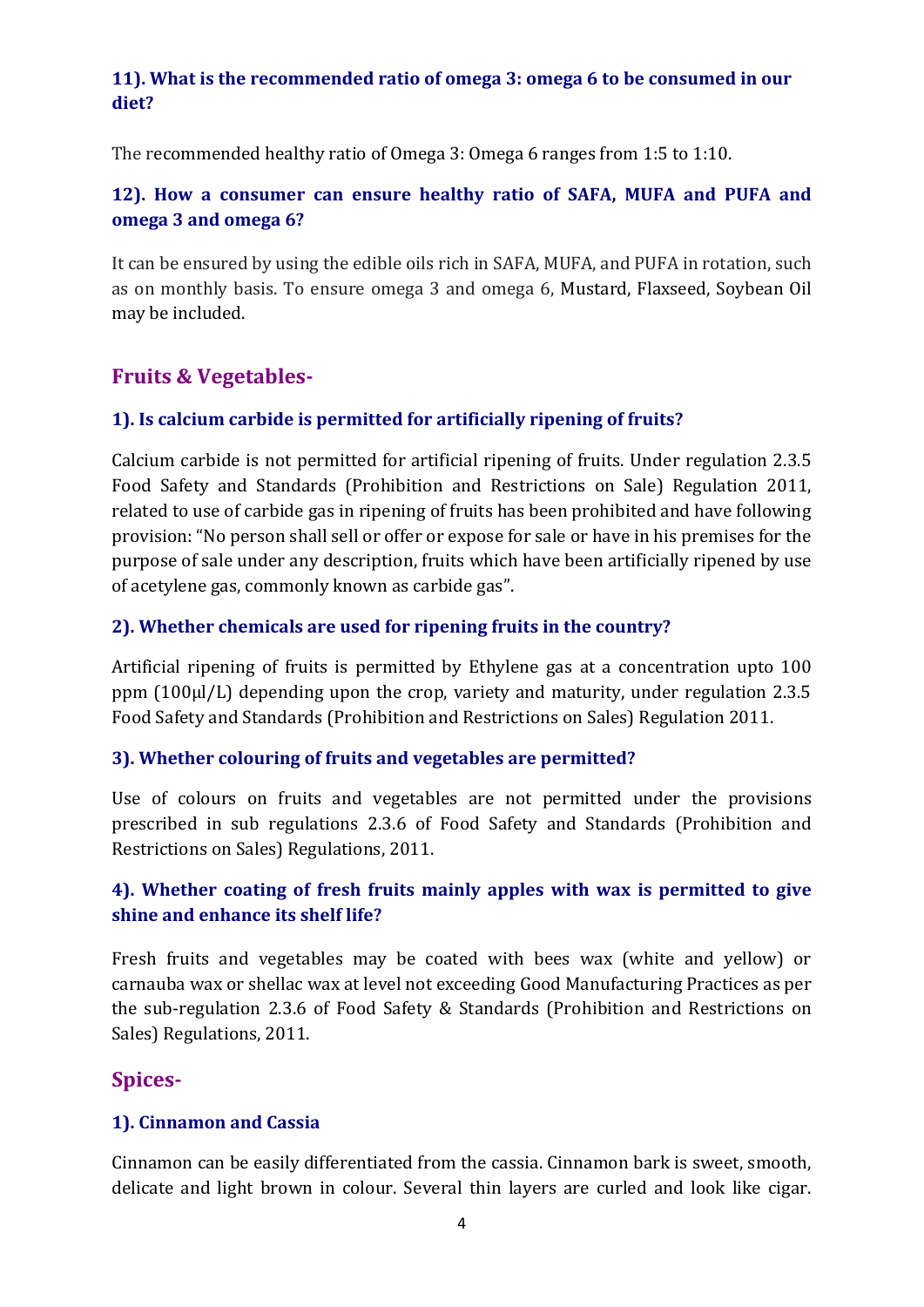**11). What is the recommended ratio of omega 3: omega 6 to be consumed in our diet?**

The recommended healthy ratio of Omega 3: Omega 6 ranges from 1:5 to 1:10.

**12). How a consumer can ensure healthy ratio of SAFA, MUFA and PUFA and omega 3 and omega 6?**

It can be ensured by using the edible oils rich in SAFA, MUFA, and PUFA in rotation, such as on monthly basis. To ensure omega 3 and omega 6, Mustard, Flaxseed, Soybean Oil may be included.

## Fruits & Vegetables-

**1). Is calcium carbide is permitted for artificially ripening of fruits?**

Calcium carbide is not permitted for artificial ripening of fruits. Under regulation 2.3.5 Food Safety and Standards (Prohibition and Restrictions on Sale) Regulation 2011, related to use of carbide gas in ripening of fruits has been prohibited and have following provision: "No person shall sell or offer or expose for sale or have in his premises for the purpose of sale under any description, fruits which have been artificially ripened by use of acetylene gas, commonly known as carbide gas".

**2). Whether chemicals are used for ripening fruits in the country?**

Artificial ripening of fruits is permitted by Ethylene gas at a concentration upto 100 ppm (100μl/L) depending upon the crop, variety and maturity, under regulation 2.3.5 Food Safety and Standards (Prohibition and Restrictions on Sales) Regulation 2011.

**3). Whether colouring of fruits and vegetables are permitted?**

Use of colours on fruits and vegetables are not permitted under the provisions prescribed in sub regulations 2.3.6 of Food Safety and Standards (Prohibition and Restrictions on Sales) Regulations, 2011.

**4). Whether coating of fresh fruits mainly apples with wax is permitted to give shine and enhance its shelf life?**

Fresh fruits and vegetables may be coated with bees wax (white and yellow) or carnauba wax or shellac wax at level not exceeding Good Manufacturing Practices as per the sub-regulation 2.3.6 of Food Safety & Standards (Prohibition and Restrictions on Sales) Regulations, 2011.

## Spices-

**1). Cinnamon and Cassia**

Cinnamon can be easily differentiated from the cassia. Cinnamon bark is sweet, smooth, delicate and light brown in colour. Several thin layers are curled and look like cigar.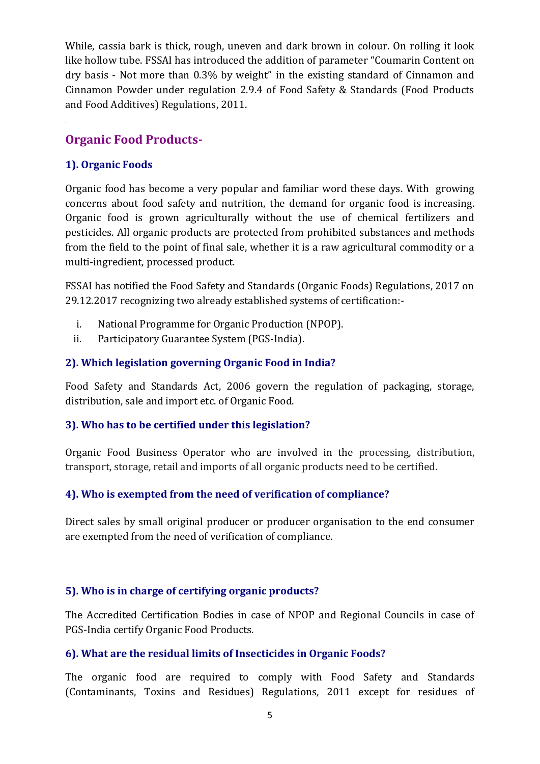While, cassia bark is thick, rough, uneven and dark brown in colour. On rolling it look like hollow tube. FSSAI has introduced the addition of parameter "Coumarin Content on dry basis - Not more than 0.3% by weight" in the existing standard of Cinnamon and Cinnamon Powder under regulation 2.9.4 of Food Safety & Standards (Food Products and Food Additives) Regulations, 2011.

## Organic Food Products-

### 1). Organic Foods

Organic food has become a very popular and familiar word these days. With growing concerns about food safety and nutrition, the demand for organic food is increasing. Organic food is grown agriculturally without the use of chemical fertilizers and pesticides. All organic products are protected from prohibited substances and methods from the field to the point of final sale, whether it is a raw agricultural commodity or a multi-ingredient, processed product.

FSSAI has notified the Food Safety and Standards (Organic Foods) Regulations, 2017 on 29.12.2017 recognizing two already established systems of certification:-

i. National Programme for Organic Production (NPOP).
ii. Participatory Guarantee System (PGS-India).

### 2). Which legislation governing Organic Food in India?

Food Safety and Standards Act, 2006 govern the regulation of packaging, storage, distribution, sale and import etc. of Organic Food.

### 3). Who has to be certified under this legislation?

Organic Food Business Operator who are involved in the processing, distribution, transport, storage, retail and imports of all organic products need to be certified.

### 4). Who is exempted from the need of verification of compliance?

Direct sales by small original producer or producer organisation to the end consumer are exempted from the need of verification of compliance.

### 5). Who is in charge of certifying organic products?

The Accredited Certification Bodies in case of NPOP and Regional Councils in case of PGS-India certify Organic Food Products.

### 6). What are the residual limits of Insecticides in Organic Foods?

The organic food are required to comply with Food Safety and Standards (Contaminants, Toxins and Residues) Regulations, 2011 except for residues of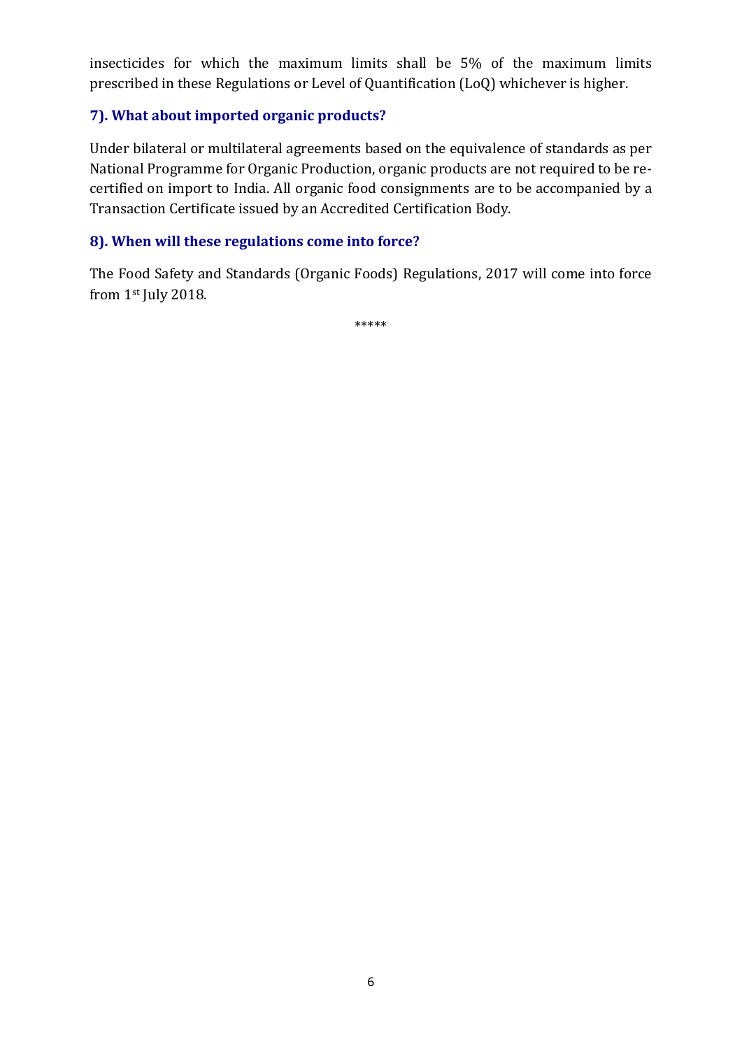insecticides for which the maximum limits shall be 5% of the maximum limits prescribed in these Regulations or Level of Quantification (LoQ) whichever is higher.

### 7). What about imported organic products?

Under bilateral or multilateral agreements based on the equivalence of standards as per National Programme for Organic Production, organic products are not required to be re-certified on import to India. All organic food consignments are to be accompanied by a Transaction Certificate issued by an Accredited Certification Body.

### 8). When will these regulations come into force?

The Food Safety and Standards (Organic Foods) Regulations, 2017 will come into force from 1st July 2018.

\*\*\*\*\*